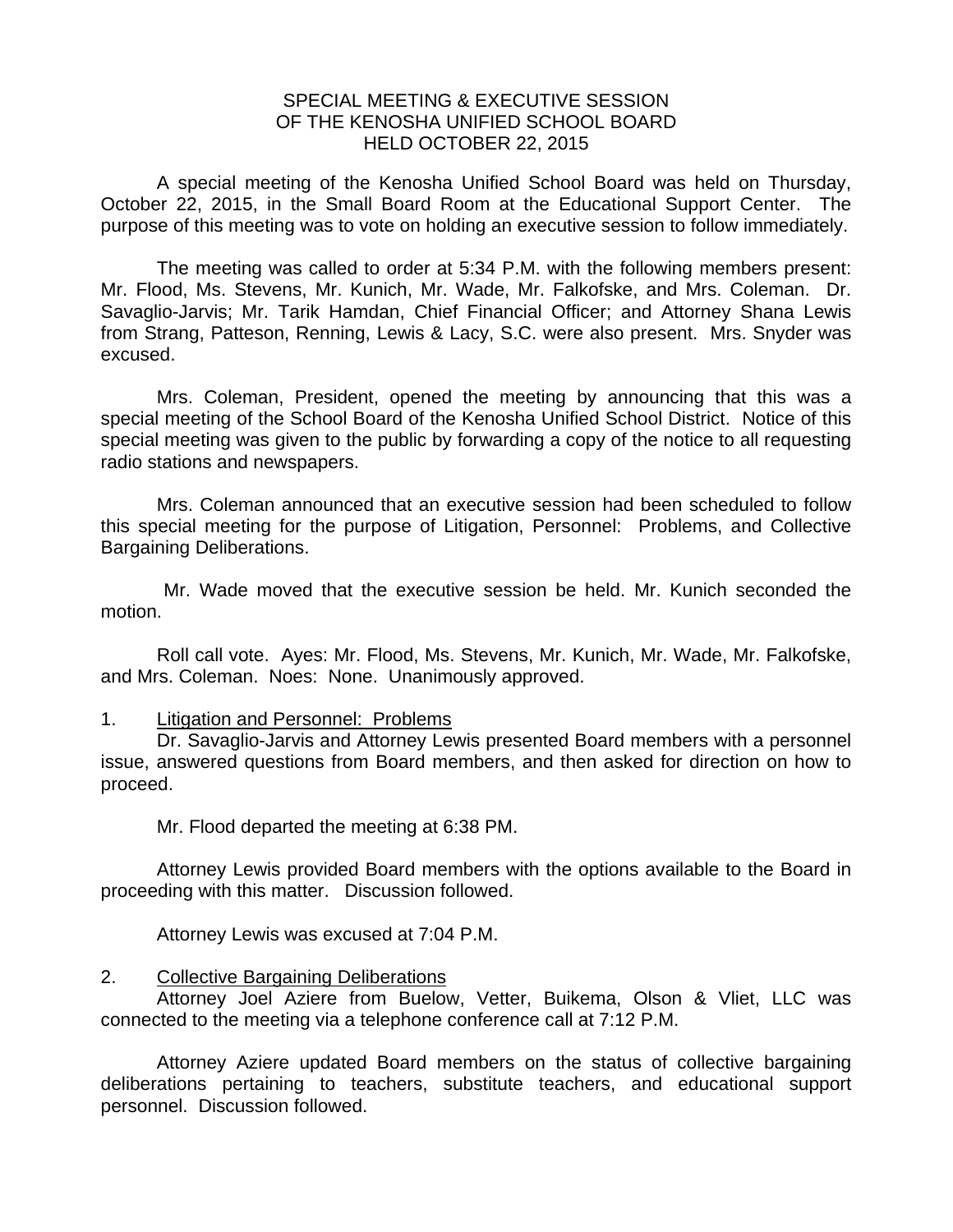# SPECIAL MEETING & EXECUTIVE SESSION
# OF THE KENOSHA UNIFIED SCHOOL BOARD
# HELD OCTOBER 22, 2015

A special meeting of the Kenosha Unified School Board was held on Thursday, October 22, 2015, in the Small Board Room at the Educational Support Center. The purpose of this meeting was to vote on holding an executive session to follow immediately.

The meeting was called to order at 5:34 P.M. with the following members present: Mr. Flood, Ms. Stevens, Mr. Kunich, Mr. Wade, Mr. Falkofske, and Mrs. Coleman. Dr. Savaglio-Jarvis; Mr. Tarik Hamdan, Chief Financial Officer; and Attorney Shana Lewis from Strang, Patteson, Renning, Lewis & Lacy, S.C. were also present. Mrs. Snyder was excused.

Mrs. Coleman, President, opened the meeting by announcing that this was a special meeting of the School Board of the Kenosha Unified School District. Notice of this special meeting was given to the public by forwarding a copy of the notice to all requesting radio stations and newspapers.

Mrs. Coleman announced that an executive session had been scheduled to follow this special meeting for the purpose of Litigation, Personnel: Problems, and Collective Bargaining Deliberations.

Mr. Wade moved that the executive session be held. Mr. Kunich seconded the motion.

Roll call vote. Ayes: Mr. Flood, Ms. Stevens, Mr. Kunich, Mr. Wade, Mr. Falkofske, and Mrs. Coleman. Noes: None. Unanimously approved.

1. Litigation and Personnel: Problems

Dr. Savaglio-Jarvis and Attorney Lewis presented Board members with a personnel issue, answered questions from Board members, and then asked for direction on how to proceed.

Mr. Flood departed the meeting at 6:38 PM.

Attorney Lewis provided Board members with the options available to the Board in proceeding with this matter. Discussion followed.

Attorney Lewis was excused at 7:04 P.M.

2. Collective Bargaining Deliberations

Attorney Joel Aziere from Buelow, Vetter, Buikema, Olson & Vliet, LLC was connected to the meeting via a telephone conference call at 7:12 P.M.

Attorney Aziere updated Board members on the status of collective bargaining deliberations pertaining to teachers, substitute teachers, and educational support personnel. Discussion followed.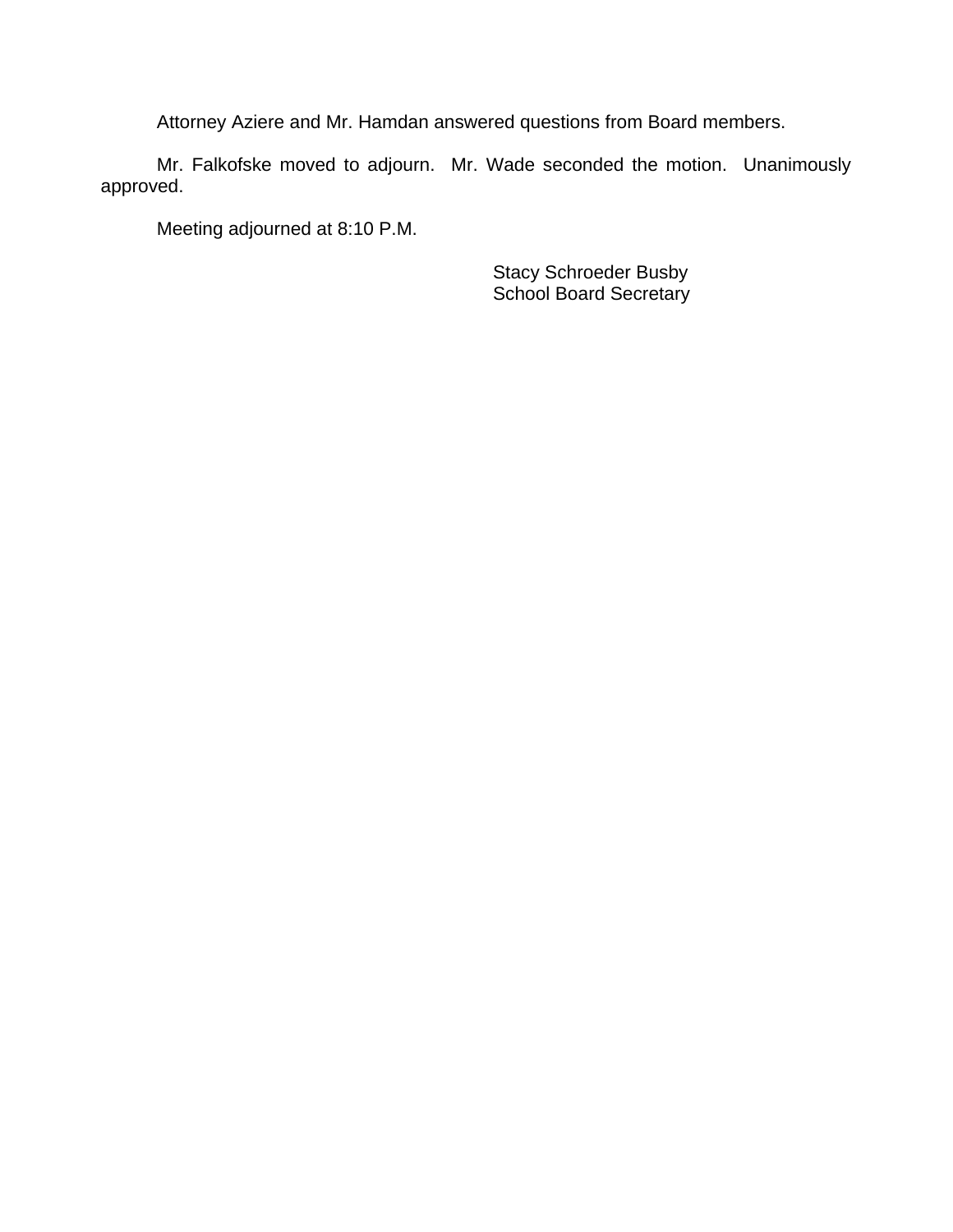Attorney Aziere and Mr. Hamdan answered questions from Board members.

Mr. Falkofske moved to adjourn. Mr. Wade seconded the motion. Unanimously approved.

Meeting adjourned at 8:10 P.M.

Stacy Schroeder Busby
School Board Secretary